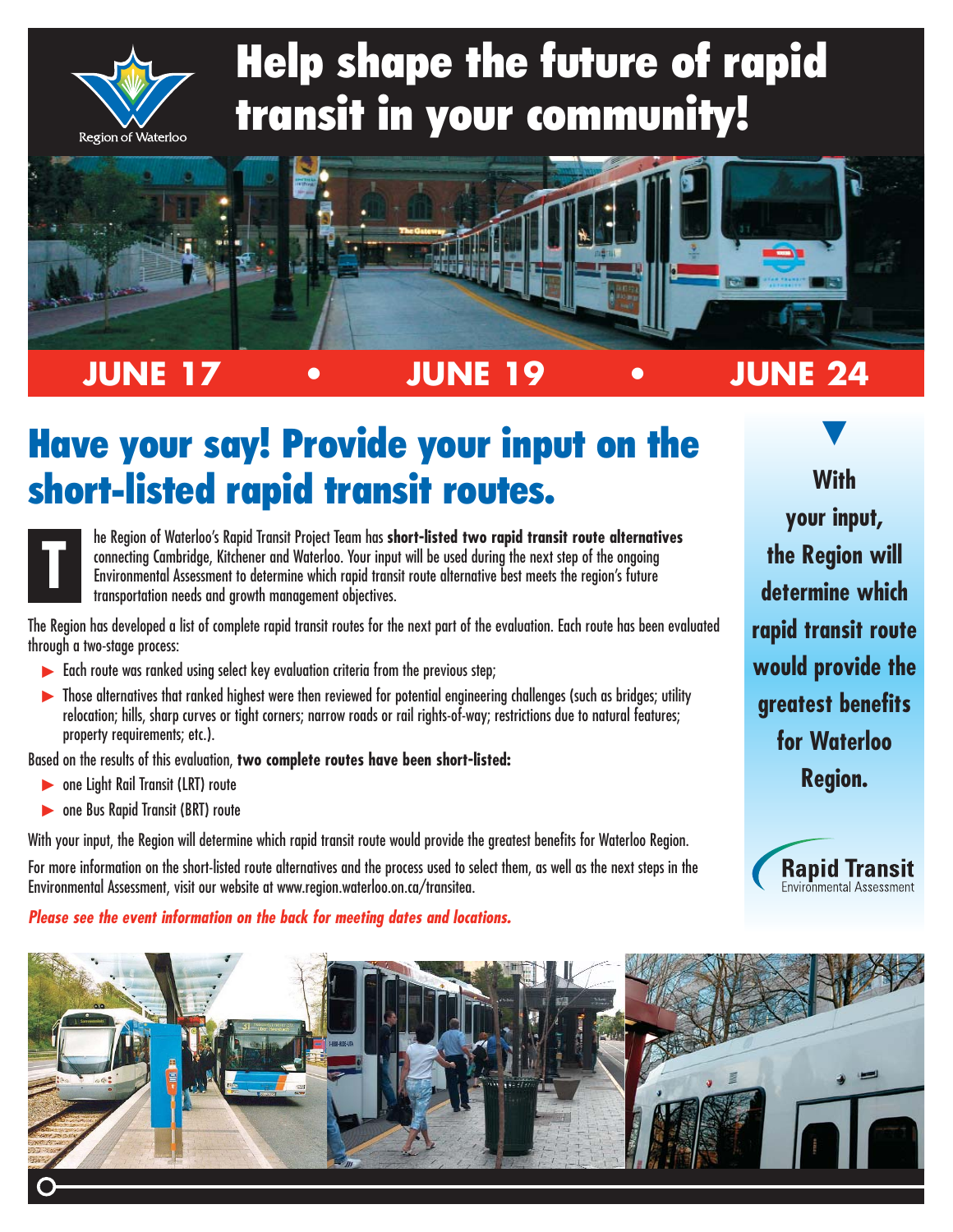Region of Waterloo

# Help shape the future of rapid transit in your community!

**JUNE 17 • JUNE 19 • JUNE 24**

## Have your say! Provide your input on the short-listed rapid transit routes.

The Region of Waterloo's Rapid Transit Project Team has **short-listed two rapid transit route alternatives** connecting Cambridge, Kitchener and Waterloo. Your input will be used during the next step of the ongoing Environmental Assessment to determine which rapid transit route alternative best meets the region's future transportation needs and growth management objectives.

The Region has developed a list of complete rapid transit routes for the next part of the evaluation. Each route has been evaluated through a two-stage process:

- Each route was ranked using select key evaluation criteria from the previous step;
- Those alternatives that ranked highest were then reviewed for potential engineering challenges (such as bridges; utility relocation; hills, sharp curves or tight corners; narrow roads or rail rights-of-way; restrictions due to natural features; property requirements; etc.).

Based on the results of this evaluation, **two complete routes have been short-listed:**

- one Light Rail Transit (LRT) route
- one Bus Rapid Transit (BRT) route

With your input, the Region will determine which rapid transit route would provide the greatest benefits for Waterloo Region.

For more information on the short-listed route alternatives and the process used to select them, as well as the next steps in the Environmental Assessment, visit our website at www.region.waterloo.on.ca/transitea.

***Please see the event information on the back for meeting dates and locations.***

**With your input, the Region will determine which rapid transit route would provide the greatest benefits for Waterloo Region.**

Rapid Transit
Environmental Assessment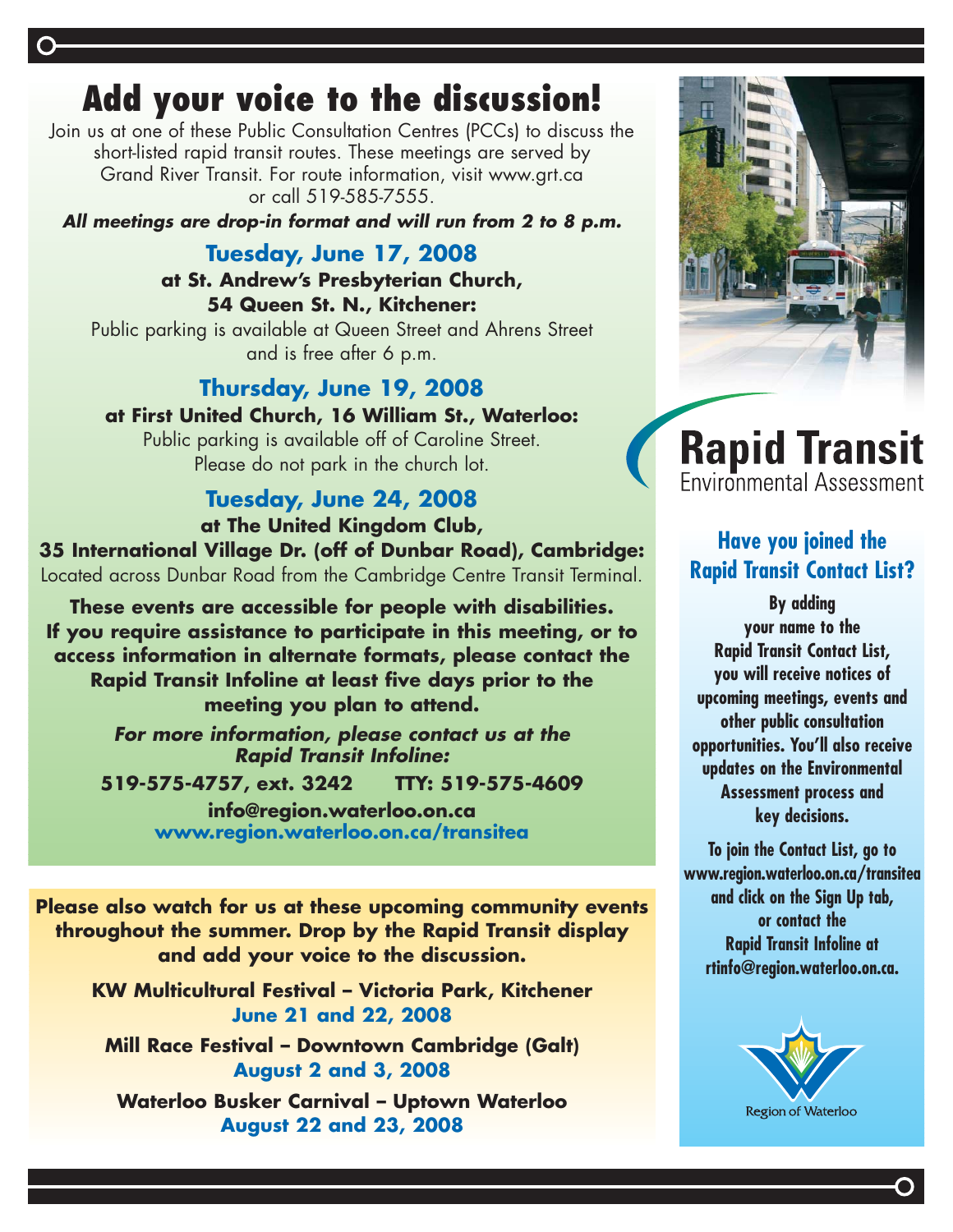# Add your voice to the discussion!

Join us at one of these Public Consultation Centres (PCCs) to discuss the short-listed rapid transit routes. These meetings are served by Grand River Transit. For route information, visit www.grt.ca or call 519-585-7555.

***All meetings are drop-in format and will run from 2 to 8 p.m.***

### Tuesday, June 17, 2008

**at St. Andrew's Presbyterian Church, 54 Queen St. N., Kitchener:**
Public parking is available at Queen Street and Ahrens Street and is free after 6 p.m.

### Thursday, June 19, 2008

**at First United Church, 16 William St., Waterloo:**
Public parking is available off of Caroline Street. Please do not park in the church lot.

### Tuesday, June 24, 2008

**at The United Kingdom Club, 35 International Village Dr. (off of Dunbar Road), Cambridge:**
Located across Dunbar Road from the Cambridge Centre Transit Terminal.

**These events are accessible for people with disabilities. If you require assistance to participate in this meeting, or to access information in alternate formats, please contact the Rapid Transit Infoline at least five days prior to the meeting you plan to attend.**

***For more information, please contact us at the Rapid Transit Infoline:***

**519-575-4757, ext. 3242 TTY: 519-575-4609**

**info@region.waterloo.on.ca**

**www.region.waterloo.on.ca/transitea**

**Please also watch for us at these upcoming community events throughout the summer. Drop by the Rapid Transit display and add your voice to the discussion.**

**KW Multicultural Festival – Victoria Park, Kitchener**
**June 21 and 22, 2008**

**Mill Race Festival – Downtown Cambridge (Galt)**
**August 2 and 3, 2008**

**Waterloo Busker Carnival – Uptown Waterloo**
**August 22 and 23, 2008**

# Rapid Transit
Environmental Assessment

## Have you joined the Rapid Transit Contact List?

**By adding your name to the Rapid Transit Contact List, you will receive notices of upcoming meetings, events and other public consultation opportunities. You'll also receive updates on the Environmental Assessment process and key decisions.**

**To join the Contact List, go to www.region.waterloo.on.ca/transitea and click on the Sign Up tab, or contact the Rapid Transit Infoline at rtinfo@region.waterloo.on.ca.**

Region of Waterloo